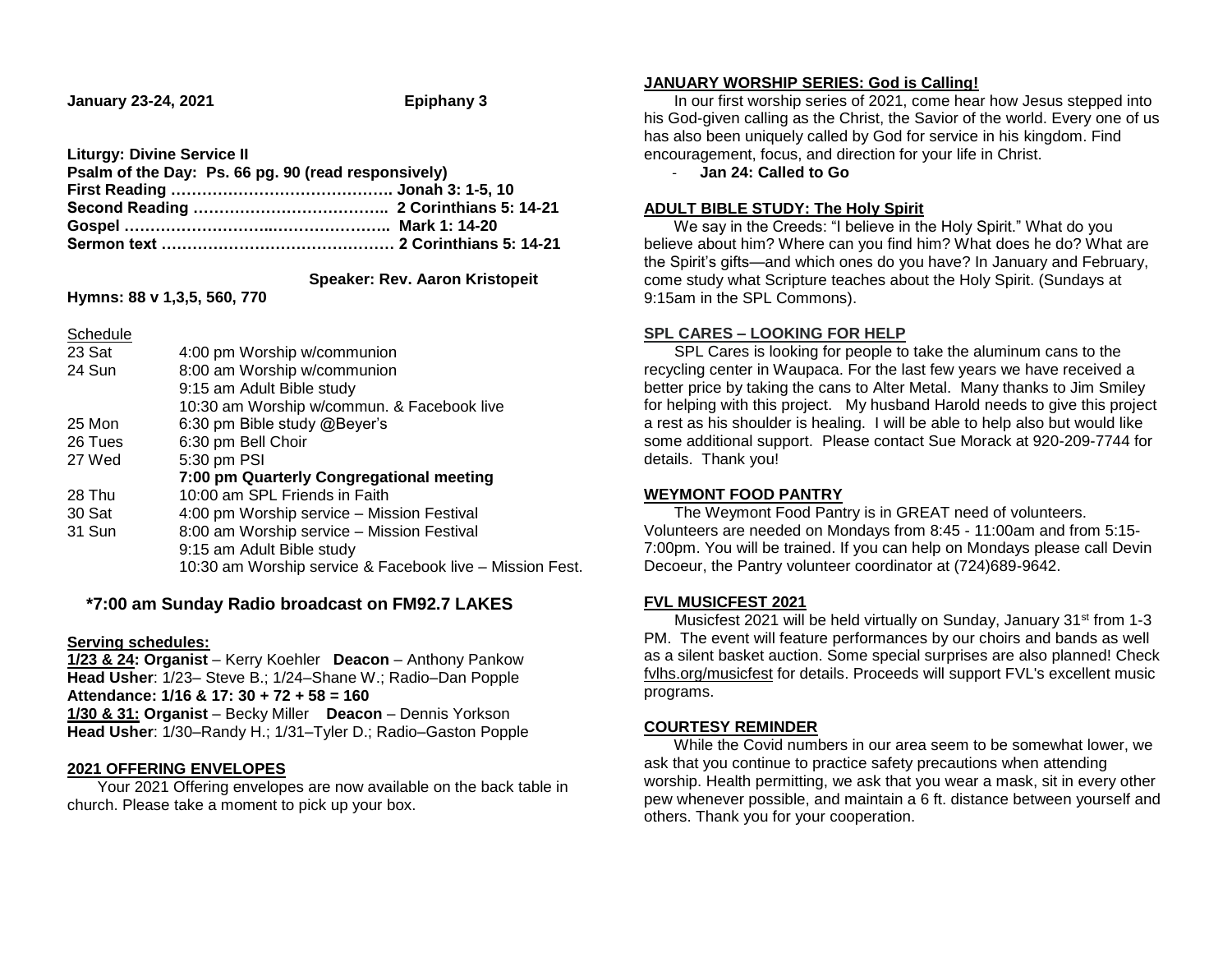**January 23-24, 2021** **Epiphany 3**

**Liturgy: Divine Service II**
**Psalm of the Day: Ps. 66 pg. 90 (read responsively)**
**First Reading ……………………………………. Jonah 3: 1-5, 10**
**Second Reading ……………………………….. 2 Corinthians 5: 14-21**
**Gospel ………………………..………………….. Mark 1: 14-20**
**Sermon text ……………………………………… 2 Corinthians 5: 14-21**

**Speaker: Rev. Aaron Kristopeit**

**Hymns: 88 v 1,3,5, 560, 770**

Schedule

| | |
|---|---|
| 23 Sat | 4:00 pm Worship w/communion |
| 24 Sun | 8:00 am Worship w/communion |
| | 9:15 am Adult Bible study |
| | 10:30 am Worship w/commun. & Facebook live |
| 25 Mon | 6:30 pm Bible study @Beyer's |
| 26 Tues | 6:30 pm Bell Choir |
| 27 Wed | 5:30 pm PSI |
| | **7:00 pm Quarterly Congregational meeting** |
| 28 Thu | 10:00 am SPL Friends in Faith |
| 30 Sat | 4:00 pm Worship service – Mission Festival |
| 31 Sun | 8:00 am Worship service – Mission Festival |
| | 9:15 am Adult Bible study |
| | 10:30 am Worship service & Facebook live – Mission Fest. |

**\*7:00 am Sunday Radio broadcast on FM92.7 LAKES**

**Serving schedules:**
**1/23 & 24: Organist** – Kerry Koehler **Deacon** – Anthony Pankow
**Head Usher**: 1/23– Steve B.; 1/24–Shane W.; Radio–Dan Popple
**Attendance: 1/16 & 17: 30 + 72 + 58 = 160**
**1/30 & 31: Organist** – Becky Miller **Deacon** – Dennis Yorkson
**Head Usher**: 1/30–Randy H.; 1/31–Tyler D.; Radio–Gaston Popple

**2021 OFFERING ENVELOPES**

Your 2021 Offering envelopes are now available on the back table in church. Please take a moment to pick up your box.

**JANUARY WORSHIP SERIES: God is Calling!**

In our first worship series of 2021, come hear how Jesus stepped into his God-given calling as the Christ, the Savior of the world. Every one of us has also been uniquely called by God for service in his kingdom. Find encouragement, focus, and direction for your life in Christ.

- **Jan 24: Called to Go**

**ADULT BIBLE STUDY: The Holy Spirit**

We say in the Creeds: "I believe in the Holy Spirit." What do you believe about him? Where can you find him? What does he do? What are the Spirit's gifts—and which ones do you have? In January and February, come study what Scripture teaches about the Holy Spirit. (Sundays at 9:15am in the SPL Commons).

**SPL CARES – LOOKING FOR HELP**

SPL Cares is looking for people to take the aluminum cans to the recycling center in Waupaca. For the last few years we have received a better price by taking the cans to Alter Metal. Many thanks to Jim Smiley for helping with this project. My husband Harold needs to give this project a rest as his shoulder is healing. I will be able to help also but would like some additional support. Please contact Sue Morack at 920-209-7744 for details. Thank you!

**WEYMONT FOOD PANTRY**

The Weymont Food Pantry is in GREAT need of volunteers. Volunteers are needed on Mondays from 8:45 - 11:00am and from 5:15-7:00pm. You will be trained. If you can help on Mondays please call Devin Decoeur, the Pantry volunteer coordinator at (724)689-9642.

**FVL MUSICFEST 2021**

Musicfest 2021 will be held virtually on Sunday, January 31st from 1-3 PM. The event will feature performances by our choirs and bands as well as a silent basket auction. Some special surprises are also planned! Check fvlhs.org/musicfest for details. Proceeds will support FVL's excellent music programs.

**COURTESY REMINDER**

While the Covid numbers in our area seem to be somewhat lower, we ask that you continue to practice safety precautions when attending worship. Health permitting, we ask that you wear a mask, sit in every other pew whenever possible, and maintain a 6 ft. distance between yourself and others. Thank you for your cooperation.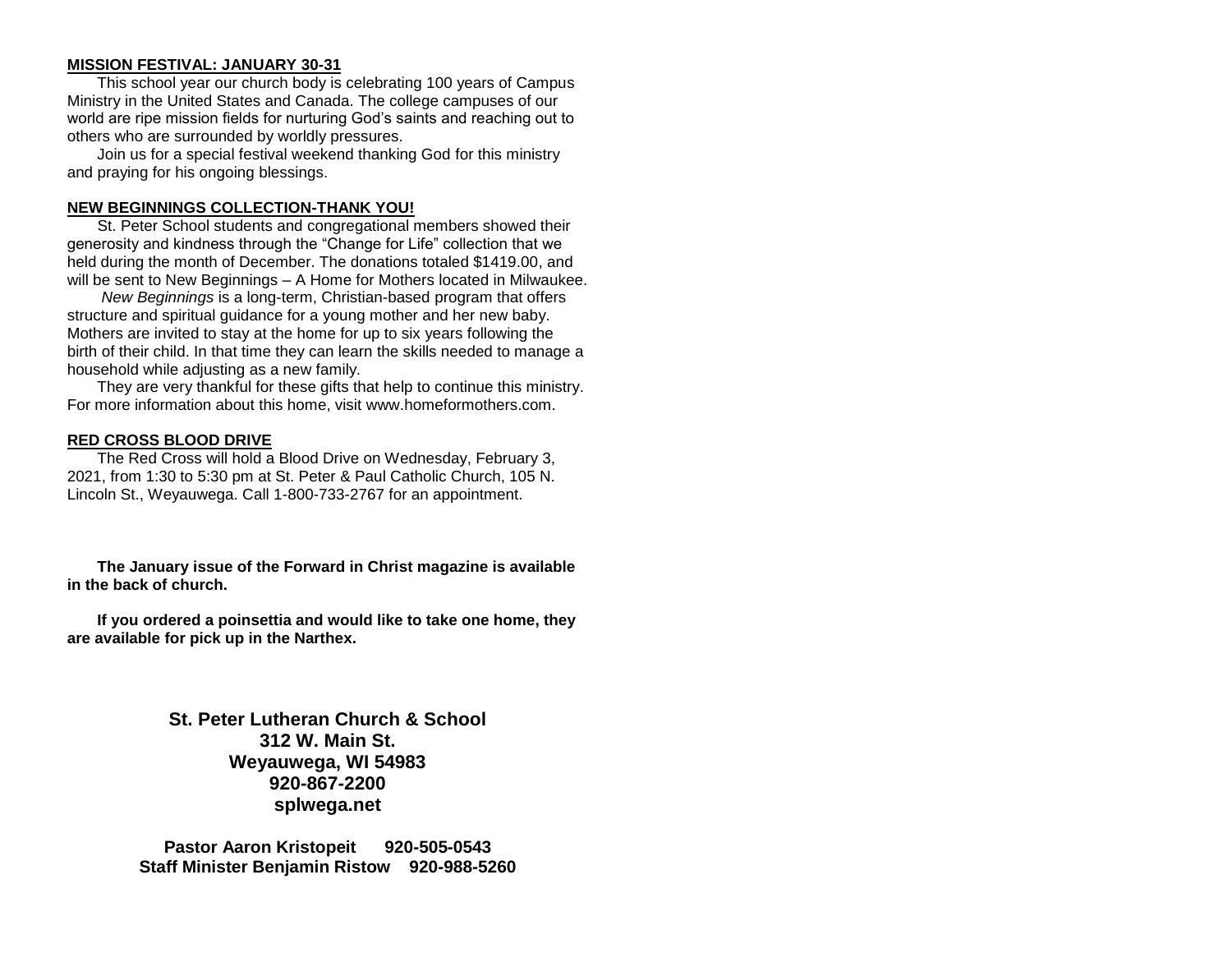**MISSION FESTIVAL: JANUARY 30-31**

This school year our church body is celebrating 100 years of Campus Ministry in the United States and Canada. The college campuses of our world are ripe mission fields for nurturing God's saints and reaching out to others who are surrounded by worldly pressures.

Join us for a special festival weekend thanking God for this ministry and praying for his ongoing blessings.

**NEW BEGINNINGS COLLECTION-THANK YOU!**

St. Peter School students and congregational members showed their generosity and kindness through the "Change for Life" collection that we held during the month of December. The donations totaled $1419.00, and will be sent to New Beginnings – A Home for Mothers located in Milwaukee.

*New Beginnings* is a long-term, Christian-based program that offers structure and spiritual guidance for a young mother and her new baby. Mothers are invited to stay at the home for up to six years following the birth of their child. In that time they can learn the skills needed to manage a household while adjusting as a new family.

They are very thankful for these gifts that help to continue this ministry. For more information about this home, visit www.homeformothers.com.

**RED CROSS BLOOD DRIVE**

The Red Cross will hold a Blood Drive on Wednesday, February 3, 2021, from 1:30 to 5:30 pm at St. Peter & Paul Catholic Church, 105 N. Lincoln St., Weyauwega. Call 1-800-733-2767 for an appointment.

**The January issue of the Forward in Christ magazine is available in the back of church.**

**If you ordered a poinsettia and would like to take one home, they are available for pick up in the Narthex.**

**St. Peter Lutheran Church & School**
**312 W. Main St.**
**Weyauwega, WI 54983**
**920-867-2200**
**splwega.net**

**Pastor Aaron Kristopeit 920-505-0543**
**Staff Minister Benjamin Ristow 920-988-5260**